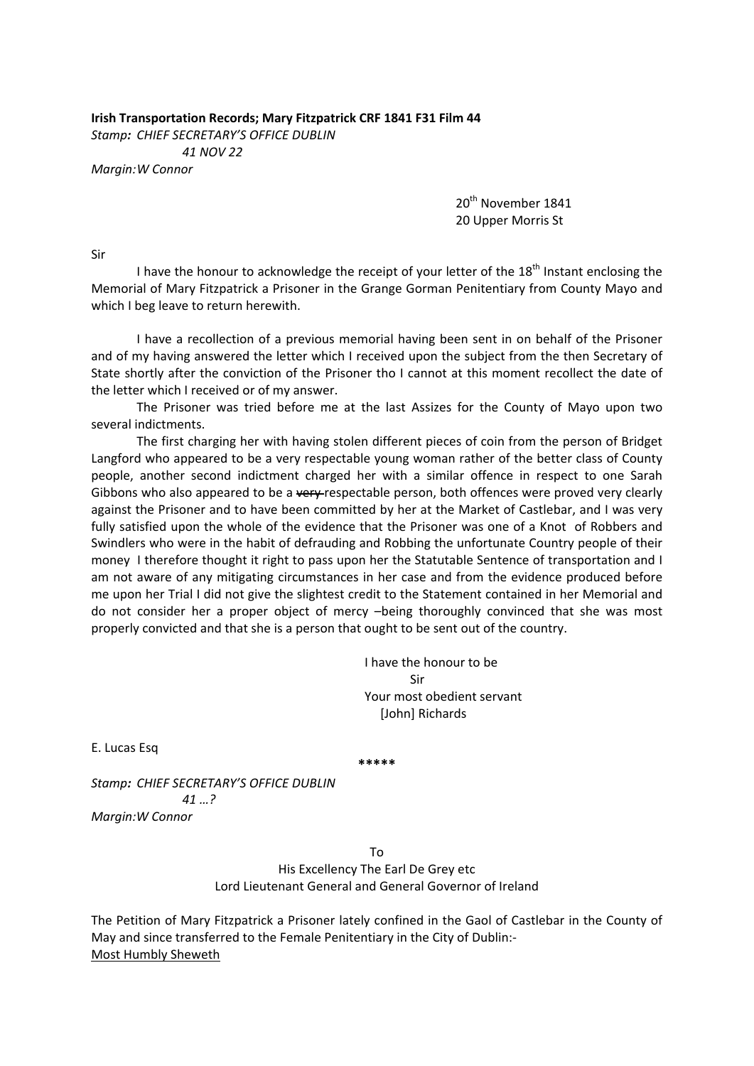**Irish Transportation Records; Mary Fitzpatrick CRF 1841 F31 Film 44**

*Stamp: CHIEF SECRETARY'S OFFICE DUBLIN*
*41 NOV 22*
*Margin: W Connor*

20th November 1841
20 Upper Morris St

Sir

I have the honour to acknowledge the receipt of your letter of the 18th Instant enclosing the Memorial of Mary Fitzpatrick a Prisoner in the Grange Gorman Penitentiary from County Mayo and which I beg leave to return herewith.

I have a recollection of a previous memorial having been sent in on behalf of the Prisoner and of my having answered the letter which I received upon the subject from the then Secretary of State shortly after the conviction of the Prisoner tho I cannot at this moment recollect the date of the letter which I received or of my answer.

The Prisoner was tried before me at the last Assizes for the County of Mayo upon two several indictments.

The first charging her with having stolen different pieces of coin from the person of Bridget Langford who appeared to be a very respectable young woman rather of the better class of County people, another second indictment charged her with a similar offence in respect to one Sarah Gibbons who also appeared to be a ~~very~~ respectable person, both offences were proved very clearly against the Prisoner and to have been committed by her at the Market of Castlebar, and I was very fully satisfied upon the whole of the evidence that the Prisoner was one of a Knot of Robbers and Swindlers who were in the habit of defrauding and Robbing the unfortunate Country people of their money I therefore thought it right to pass upon her the Statutable Sentence of transportation and I am not aware of any mitigating circumstances in her case and from the evidence produced before me upon her Trial I did not give the slightest credit to the Statement contained in her Memorial and do not consider her a proper object of mercy –being thoroughly convinced that she was most properly convicted and that she is a person that ought to be sent out of the country.

I have the honour to be
Sir
Your most obedient servant
[John] Richards

E. Lucas Esq

*****

*Stamp: CHIEF SECRETARY'S OFFICE DUBLIN*
*41 …?*
*Margin: W Connor*

To
His Excellency The Earl De Grey etc
Lord Lieutenant General and General Governor of Ireland

The Petition of Mary Fitzpatrick a Prisoner lately confined in the Gaol of Castlebar in the County of May and since transferred to the Female Penitentiary in the City of Dublin:-
<u>Most Humbly Sheweth</u>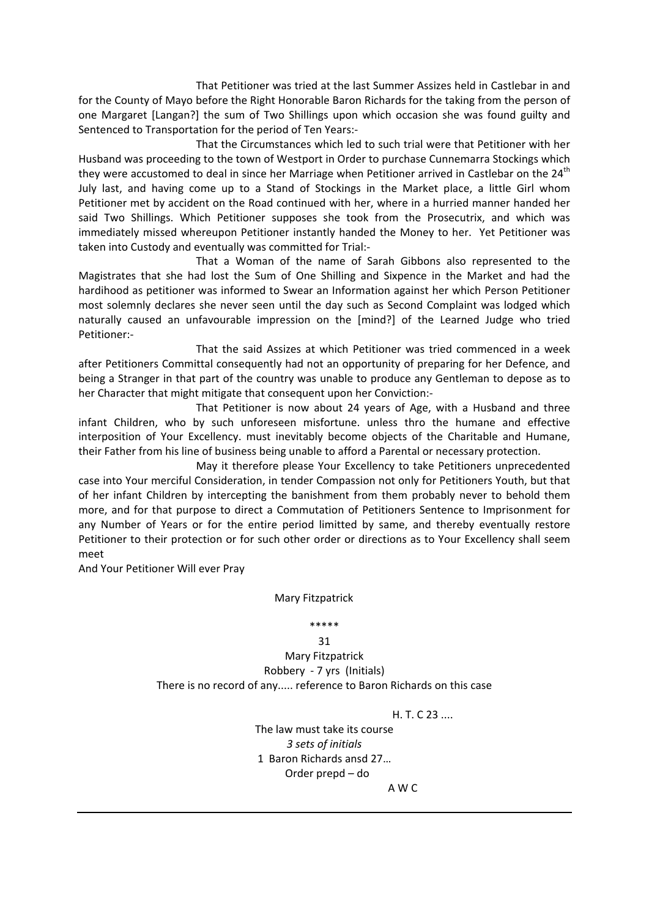That Petitioner was tried at the last Summer Assizes held in Castlebar in and for the County of Mayo before the Right Honorable Baron Richards for the taking from the person of one Margaret [Langan?] the sum of Two Shillings upon which occasion she was found guilty and Sentenced to Transportation for the period of Ten Years:-

That the Circumstances which led to such trial were that Petitioner with her Husband was proceeding to the town of Westport in Order to purchase Cunnemarra Stockings which they were accustomed to deal in since her Marriage when Petitioner arrived in Castlebar on the 24th July last, and having come up to a Stand of Stockings in the Market place, a little Girl whom Petitioner met by accident on the Road continued with her, where in a hurried manner handed her said Two Shillings. Which Petitioner supposes she took from the Prosecutrix, and which was immediately missed whereupon Petitioner instantly handed the Money to her. Yet Petitioner was taken into Custody and eventually was committed for Trial:-

That a Woman of the name of Sarah Gibbons also represented to the Magistrates that she had lost the Sum of One Shilling and Sixpence in the Market and had the hardihood as petitioner was informed to Swear an Information against her which Person Petitioner most solemnly declares she never seen until the day such as Second Complaint was lodged which naturally caused an unfavourable impression on the [mind?] of the Learned Judge who tried Petitioner:-

That the said Assizes at which Petitioner was tried commenced in a week after Petitioners Committal consequently had not an opportunity of preparing for her Defence, and being a Stranger in that part of the country was unable to produce any Gentleman to depose as to her Character that might mitigate that consequent upon her Conviction:-

That Petitioner is now about 24 years of Age, with a Husband and three infant Children, who by such unforeseen misfortune. unless thro the humane and effective interposition of Your Excellency. must inevitably become objects of the Charitable and Humane, their Father from his line of business being unable to afford a Parental or necessary protection.

May it therefore please Your Excellency to take Petitioners unprecedented case into Your merciful Consideration, in tender Compassion not only for Petitioners Youth, but that of her infant Children by intercepting the banishment from them probably never to behold them more, and for that purpose to direct a Commutation of Petitioners Sentence to Imprisonment for any Number of Years or for the entire period limitted by same, and thereby eventually restore Petitioner to their protection or for such other order or directions as to Your Excellency shall seem meet

And Your Petitioner Will ever Pray

Mary Fitzpatrick

*****

31

Mary Fitzpatrick

Robbery - 7 yrs (Initials)

There is no record of any..... reference to Baron Richards on this case

H. T. C 23 ....

The law must take its course

*3 sets of initials*

1 Baron Richards ansd 27…

Order prepd – do

A W C